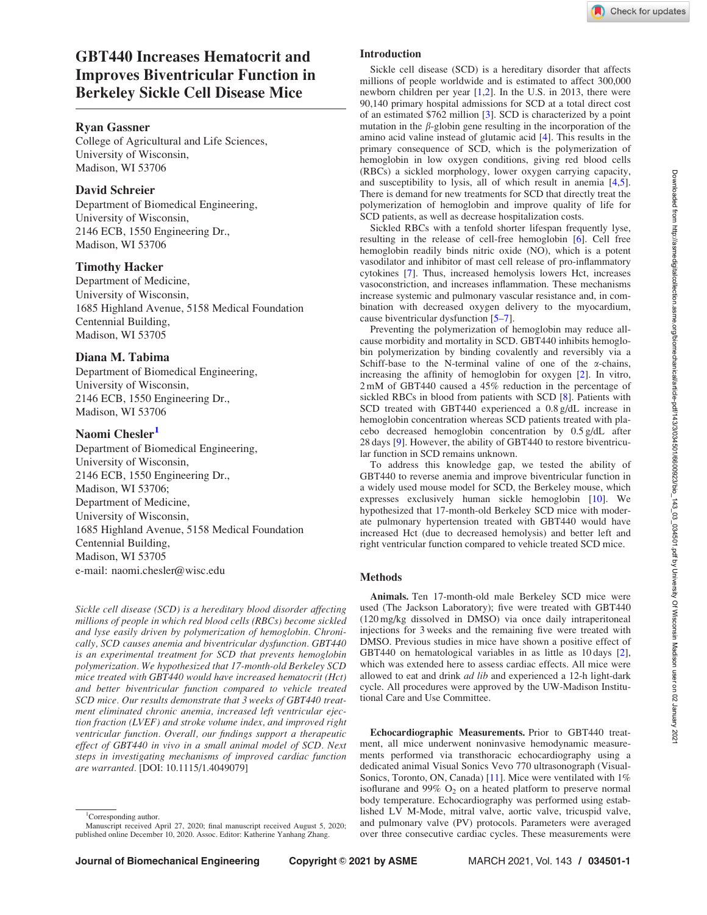# GBT440 Increases Hematocrit and Improves Biventricular Function in Berkeley Sickle Cell Disease Mice

**Ryan Gassner**
College of Agricultural and Life Sciences,
University of Wisconsin,
Madison, WI 53706

**David Schreier**
Department of Biomedical Engineering,
University of Wisconsin,
2146 ECB, 1550 Engineering Dr.,
Madison, WI 53706

**Timothy Hacker**
Department of Medicine,
University of Wisconsin,
1685 Highland Avenue, 5158 Medical Foundation
Centennial Building,
Madison, WI 53705

**Diana M. Tabima**
Department of Biomedical Engineering,
University of Wisconsin,
2146 ECB, 1550 Engineering Dr.,
Madison, WI 53706

**Naomi Chesler[1]**
Department of Biomedical Engineering,
University of Wisconsin,
2146 ECB, 1550 Engineering Dr.,
Madison, WI 53706;
Department of Medicine,
University of Wisconsin,
1685 Highland Avenue, 5158 Medical Foundation
Centennial Building,
Madison, WI 53705
e-mail: naomi.chesler@wisc.edu

*Sickle cell disease (SCD) is a hereditary blood disorder affecting millions of people in which red blood cells (RBCs) become sickled and lyse easily driven by polymerization of hemoglobin. Chronically, SCD causes anemia and biventricular dysfunction. GBT440 is an experimental treatment for SCD that prevents hemoglobin polymerization. We hypothesized that 17-month-old Berkeley SCD mice treated with GBT440 would have increased hematocrit (Hct) and better biventricular function compared to vehicle treated SCD mice. Our results demonstrate that 3 weeks of GBT440 treatment eliminated chronic anemia, increased left ventricular ejection fraction (LVEF) and stroke volume index, and improved right ventricular function. Overall, our findings support a therapeutic effect of GBT440 in vivo in a small animal model of SCD. Next steps in investigating mechanisms of improved cardiac function are warranted.* [DOI: 10.1115/1.4049079]

## Introduction

Sickle cell disease (SCD) is a hereditary disorder that affects millions of people worldwide and is estimated to affect 300,000 newborn children per year [1,2]. In the U.S. in 2013, there were 90,140 primary hospital admissions for SCD at a total direct cost of an estimated $762 million [3]. SCD is characterized by a point mutation in the $\beta$-globin gene resulting in the incorporation of the amino acid valine instead of glutamic acid [4]. This results in the primary consequence of SCD, which is the polymerization of hemoglobin in low oxygen conditions, giving red blood cells (RBCs) a sickled morphology, lower oxygen carrying capacity, and susceptibility to lysis, all of which result in anemia [4,5]. There is demand for new treatments for SCD that directly treat the polymerization of hemoglobin and improve quality of life for SCD patients, as well as decrease hospitalization costs.

Sickled RBCs with a tenfold shorter lifespan frequently lyse, resulting in the release of cell-free hemoglobin [6]. Cell free hemoglobin readily binds nitric oxide (NO), which is a potent vasodilator and inhibitor of mast cell release of pro-inflammatory cytokines [7]. Thus, increased hemolysis lowers Hct, increases vasoconstriction, and increases inflammation. These mechanisms increase systemic and pulmonary vascular resistance and, in combination with decreased oxygen delivery to the myocardium, cause biventricular dysfunction [5–7].

Preventing the polymerization of hemoglobin may reduce all-cause morbidity and mortality in SCD. GBT440 inhibits hemoglobin polymerization by binding covalently and reversibly via a Schiff-base to the N-terminal valine of one of the $\alpha$-chains, increasing the affinity of hemoglobin for oxygen [2]. In vitro, 2 mM of GBT440 caused a 45% reduction in the percentage of sickled RBCs in blood from patients with SCD [8]. Patients with SCD treated with GBT440 experienced a 0.8 g/dL increase in hemoglobin concentration whereas SCD patients treated with placebo decreased hemoglobin concentration by 0.5 g/dL after 28 days [9]. However, the ability of GBT440 to restore biventricular function in SCD remains unknown.

To address this knowledge gap, we tested the ability of GBT440 to reverse anemia and improve biventricular function in a widely used mouse model for SCD, the Berkeley mouse, which expresses exclusively human sickle hemoglobin [10]. We hypothesized that 17-month-old Berkeley SCD mice with moderate pulmonary hypertension treated with GBT440 would have increased Hct (due to decreased hemolysis) and better left and right ventricular function compared to vehicle treated SCD mice.

## Methods

**Animals.** Ten 17-month-old male Berkeley SCD mice were used (The Jackson Laboratory); five were treated with GBT440 (120 mg/kg dissolved in DMSO) via once daily intraperitoneal injections for 3 weeks and the remaining five were treated with DMSO. Previous studies in mice have shown a positive effect of GBT440 on hematological variables in as little as 10 days [2], which was extended here to assess cardiac effects. All mice were allowed to eat and drink *ad lib* and experienced a 12-h light-dark cycle. All procedures were approved by the UW-Madison Institutional Care and Use Committee.

**Echocardiographic Measurements.** Prior to GBT440 treatment, all mice underwent noninvasive hemodynamic measurements performed via transthoracic echocardiography using a dedicated animal Visual Sonics Vevo 770 ultrasonograph (VisualSonics, Toronto, ON, Canada) [11]. Mice were ventilated with 1% isoflurane and 99% $O_2$ on a heated platform to preserve normal body temperature. Echocardiography was performed using established LV M-Mode, mitral valve, aortic valve, tricuspid valve, and pulmonary valve (PV) protocols. Parameters were averaged over three consecutive cardiac cycles. These measurements were

[1]Corresponding author.
Manuscript received April 27, 2020; final manuscript received August 5, 2020; published online December 10, 2020. Assoc. Editor: Katherine Yanhang Zhang.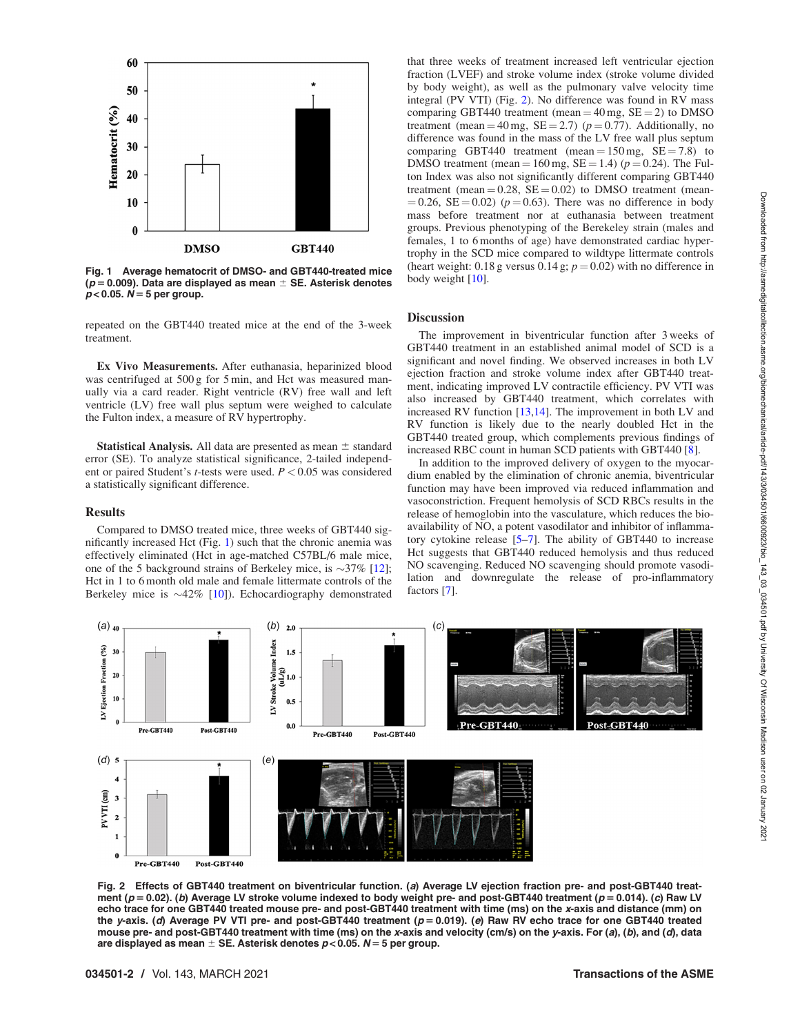Fig. 1 Average hematocrit of DMSO- and GBT440-treated mice ($p = 0.009$). Data are displayed as mean ± SE. Asterisk denotes $p < 0.05$. $N = 5$ per group.

repeated on the GBT440 treated mice at the end of the 3-week treatment.

**Ex Vivo Measurements.** After euthanasia, heparinized blood was centrifuged at 500 g for 5 min, and Hct was measured manually via a card reader. Right ventricle (RV) free wall and left ventricle (LV) free wall plus septum were weighed to calculate the Fulton index, a measure of RV hypertrophy.

**Statistical Analysis.** All data are presented as mean ± standard error (SE). To analyze statistical significance, 2-tailed independent or paired Student's *t*-tests were used. $P < 0.05$ was considered a statistically significant difference.

## Results

Compared to DMSO treated mice, three weeks of GBT440 significantly increased Hct (Fig. 1) such that the chronic anemia was effectively eliminated (Hct in age-matched C57BL/6 male mice, one of the 5 background strains of Berkeley mice, is ~37% [12]; Hct in 1 to 6 month old male and female littermate controls of the Berkeley mice is ~42% [10]). Echocardiography demonstrated that three weeks of treatment increased left ventricular ejection fraction (LVEF) and stroke volume index (stroke volume divided by body weight), as well as the pulmonary valve velocity time integral (PV VTI) (Fig. 2). No difference was found in RV mass comparing GBT440 treatment (mean = 40 mg, SE = 2) to DMSO treatment (mean = 40 mg, SE = 2.7) ($p = 0.77$). Additionally, no difference was found in the mass of the LV free wall plus septum comparing GBT440 treatment (mean = 150 mg, SE = 7.8) to DMSO treatment (mean = 160 mg, SE = 1.4) ($p = 0.24$). The Fulton Index was also not significantly different comparing GBT440 treatment (mean = 0.28, SE = 0.02) to DMSO treatment (mean = 0.26, SE = 0.02) ($p = 0.63$). There was no difference in body mass before treatment nor at euthanasia between treatment groups. Previous phenotyping of the Berekeley strain (males and females, 1 to 6 months of age) have demonstrated cardiac hypertrophy in the SCD mice compared to wildtype littermate controls (heart weight: 0.18 g versus 0.14 g; $p = 0.02$) with no difference in body weight [10].

## Discussion

The improvement in biventricular function after 3 weeks of GBT440 treatment in an established animal model of SCD is a significant and novel finding. We observed increases in both LV ejection fraction and stroke volume index after GBT440 treatment, indicating improved LV contractile efficiency. PV VTI was also increased by GBT440 treatment, which correlates with increased RV function [13,14]. The improvement in both LV and RV function is likely due to the nearly doubled Hct in the GBT440 treated group, which complements previous findings of increased RBC count in human SCD patients with GBT440 [8].

In addition to the improved delivery of oxygen to the myocardium enabled by the elimination of chronic anemia, biventricular function may have been improved via reduced inflammation and vasoconstriction. Frequent hemolysis of SCD RBCs results in the release of hemoglobin into the vasculature, which reduces the bioavailability of NO, a potent vasodilator and inhibitor of inflammatory cytokine release [5–7]. The ability of GBT440 to increase Hct suggests that GBT440 reduced hemolysis and thus reduced NO scavenging. Reduced NO scavenging should promote vasodilation and downregulate the release of pro-inflammatory factors [7].

Fig. 2 Effects of GBT440 treatment on biventricular function. (*a*) Average LV ejection fraction pre- and post-GBT440 treatment ($p = 0.02$). (*b*) Average LV stroke volume indexed to body weight pre- and post-GBT440 treatment ($p = 0.014$). (*c*) Raw LV echo trace for one GBT440 treated mouse pre- and post-GBT440 treatment with time (ms) on the *x*-axis and distance (mm) on the *y*-axis. (*d*) Average PV VTI pre- and post-GBT440 treatment ($p = 0.019$). (*e*) Raw RV echo trace for one GBT440 treated mouse pre- and post-GBT440 treatment with time (ms) on the *x*-axis and velocity (cm/s) on the *y*-axis. For (*a*), (*b*), and (*d*), data are displayed as mean ± SE. Asterisk denotes $p < 0.05$. $N = 5$ per group.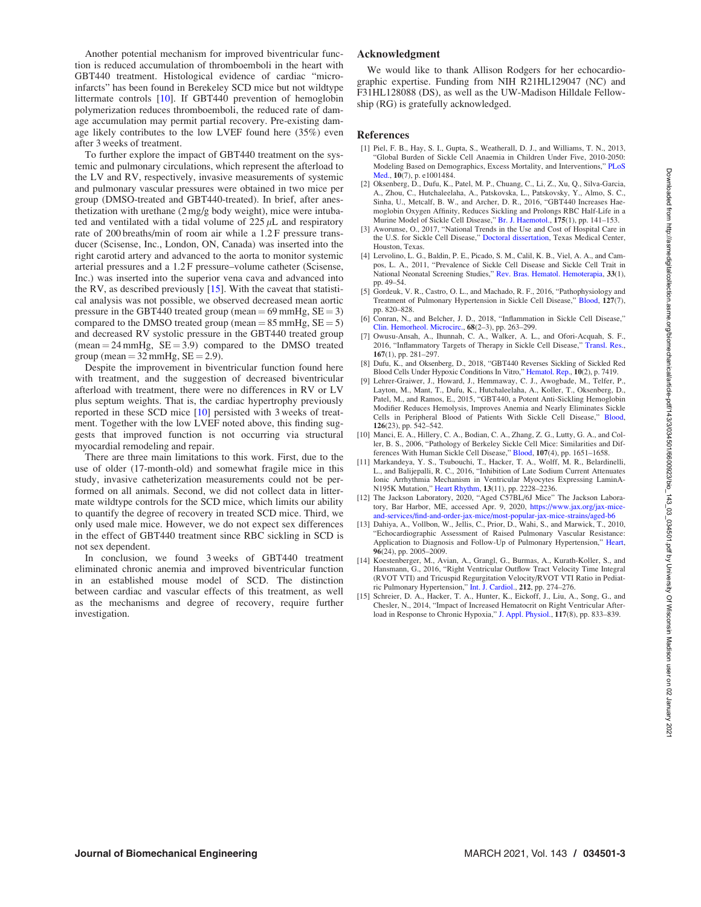Another potential mechanism for improved biventricular function is reduced accumulation of thromboemboli in the heart with GBT440 treatment. Histological evidence of cardiac "micro-infarcts" has been found in Berekeley SCD mice but not wildtype littermate controls [10]. If GBT440 prevention of hemoglobin polymerization reduces thromboemboli, the reduced rate of damage accumulation may permit partial recovery. Pre-existing damage likely contributes to the low LVEF found here (35%) even after 3 weeks of treatment.

To further explore the impact of GBT440 treatment on the systemic and pulmonary circulations, which represent the afterload to the LV and RV, respectively, invasive measurements of systemic and pulmonary vascular pressures were obtained in two mice per group (DMSO-treated and GBT440-treated). In brief, after anesthetization with urethane (2 mg/g body weight), mice were intubated and ventilated with a tidal volume of 225 $\mu$L and respiratory rate of 200 breaths/min of room air while a 1.2 F pressure transducer (Scisense, Inc., London, ON, Canada) was inserted into the right carotid artery and advanced to the aorta to monitor systemic arterial pressures and a 1.2 F pressure–volume catheter (Scisense, Inc.) was inserted into the superior vena cava and advanced into the RV, as described previously [15]. With the caveat that statistical analysis was not possible, we observed decreased mean aortic pressure in the GBT440 treated group (mean = 69 mmHg, SE = 3) compared to the DMSO treated group (mean = 85 mmHg, SE = 5) and decreased RV systolic pressure in the GBT440 treated group (mean = 24 mmHg, SE = 3.9) compared to the DMSO treated group (mean = 32 mmHg, SE = 2.9).

Despite the improvement in biventricular function found here with treatment, and the suggestion of decreased biventricular afterload with treatment, there were no differences in RV or LV plus septum weights. That is, the cardiac hypertrophy previously reported in these SCD mice [10] persisted with 3 weeks of treatment. Together with the low LVEF noted above, this finding suggests that improved function is not occurring via structural myocardial remodeling and repair.

There are three main limitations to this work. First, due to the use of older (17-month-old) and somewhat fragile mice in this study, invasive catheterization measurements could not be performed on all animals. Second, we did not collect data in littermate wildtype controls for the SCD mice, which limits our ability to quantify the degree of recovery in treated SCD mice. Third, we only used male mice. However, we do not expect sex differences in the effect of GBT440 treatment since RBC sickling in SCD is not sex dependent.

In conclusion, we found 3 weeks of GBT440 treatment eliminated chronic anemia and improved biventricular function in an established mouse model of SCD. The distinction between cardiac and vascular effects of this treatment, as well as the mechanisms and degree of recovery, require further investigation.

## Acknowledgment

We would like to thank Allison Rodgers for her echocardiographic expertise. Funding from NIH R21HL129047 (NC) and F31HL128088 (DS), as well as the UW-Madison Hilldale Fellowship (RG) is gratefully acknowledged.

## References

[1] Piel, F. B., Hay, S. I., Gupta, S., Weatherall, D. J., and Williams, T. N., 2013, "Global Burden of Sickle Cell Anaemia in Children Under Five, 2010-2050: Modeling Based on Demographics, Excess Mortality, and Interventions," PLoS Med., **10**(7), p. e1001484.

[2] Oksenberg, D., Dufu, K., Patel, M. P., Chuang, C., Li, Z., Xu, Q., Silva-Garcia, A., Zhou, C., Hutchaleelaha, A., Patskovska, L., Patskovsky, Y., Almo, S. C., Sinha, U., Metcalf, B. W., and Archer, D. R., 2016, "GBT440 Increases Haemoglobin Oxygen Affinity, Reduces Sickling and Prolongs RBC Half-Life in a Murine Model of Sickle Cell Disease," Br. J. Haemotol., **175**(1), pp. 141–153.

[3] Aworunse, O., 2017, "National Trends in the Use and Cost of Hospital Care in the U.S. for Sickle Cell Disease," Doctoral dissertation, Texas Medical Center, Houston, Texas.

[4] Lervolino, L. G., Baldin, P. E., Picado, S. M., Calil, K. B., Viel, A. A., and Campos, L. A., 2011, "Prevalence of Sickle Cell Disease and Sickle Cell Trait in National Neonatal Screening Studies," Rev. Bras. Hematol. Hemoterapia, **33**(1), pp. 49–54.

[5] Gordeuk, V. R., Castro, O. L., and Machado, R. F., 2016, "Pathophysiology and Treatment of Pulmonary Hypertension in Sickle Cell Disease," Blood, **127**(7), pp. 820–828.

[6] Conran, N., and Belcher, J. D., 2018, "Inflammation in Sickle Cell Disease," Clin. Hemorheol. Microcirc., **68**(2–3), pp. 263–299.

[7] Owusu-Ansah, A., Ihunnah, C. A., Walker, A. L., and Ofori-Acquah, S. F., 2016, "Inflammatory Targets of Therapy in Sickle Cell Disease," Transl. Res., **167**(1), pp. 281–297.

[8] Dufu, K., and Oksenberg, D., 2018, "GBT440 Reverses Sickling of Sickled Red Blood Cells Under Hypoxic Conditions In Vitro," Hematol. Rep., **10**(2), p. 7419.

[9] Lehrer-Graiwer, J., Howard, J., Hemmaway, C. J., Awogbade, M., Telfer, P., Layton, M., Mant, T., Dufu, K., Hutchaleelaha, A., Koller, T., Oksenberg, D., Patel, M., and Ramos, E., 2015, "GBT440, a Potent Anti-Sickling Hemoglobin Modifier Reduces Hemolysis, Improves Anemia and Nearly Eliminates Sickle Cells in Peripheral Blood of Patients With Sickle Cell Disease," Blood, **126**(23), pp. 542–542.

[10] Manci, E. A., Hillery, C. A., Bodian, C. A., Zhang, Z. G., Lutty, G. A., and Coller, B. S., 2006, "Pathology of Berkeley Sickle Cell Mice: Similarities and Differences With Human Sickle Cell Disease," Blood, **107**(4), pp. 1651–1658.

[11] Markandeya, Y. S., Tsubouchi, T., Hacker, T. A., Wolff, M. R., Belardinelli, L., and Balijepalli, R. C., 2016, "Inhibition of Late Sodium Current Attenuates Ionic Arrhythmia Mechanism in Ventricular Myocytes Expressing LaminA-N195K Mutation," Heart Rhythm, **13**(11), pp. 2228–2236.

[12] The Jackson Laboratory, 2020, "Aged C57BL/6J Mice" The Jackson Laboratory, Bar Harbor, ME, accessed Apr. 9, 2020, https://www.jax.org/jax-mice-and-services/find-and-order-jax-mice/most-popular-jax-mice-strains/aged-b6

[13] Dahiya, A., Vollbon, W., Jellis, C., Prior, D., Wahi, S., and Marwick, T., 2010, "Echocardiographic Assessment of Raised Pulmonary Vascular Resistance: Application to Diagnosis and Follow-Up of Pulmonary Hypertension," Heart, **96**(24), pp. 2005–2009.

[14] Koestenberger, M., Avian, A., Grangl, G., Burmas, A., Kurath-Koller, S., and Hansmann, G., 2016, "Right Ventricular Outflow Tract Velocity Time Integral (RVOT VTI) and Tricuspid Regurgitation Velocity/RVOT VTI Ratio in Pediatric Pulmonary Hypertension," Int. J. Cardiol., **212**, pp. 274–276.

[15] Schreier, D. A., Hacker, T. A., Hunter, K., Eickoff, J., Liu, A., Song, G., and Chesler, N., 2014, "Impact of Increased Hematocrit on Right Ventricular Afterload in Response to Chronic Hypoxia," J. Appl. Physiol., **117**(8), pp. 833–839.